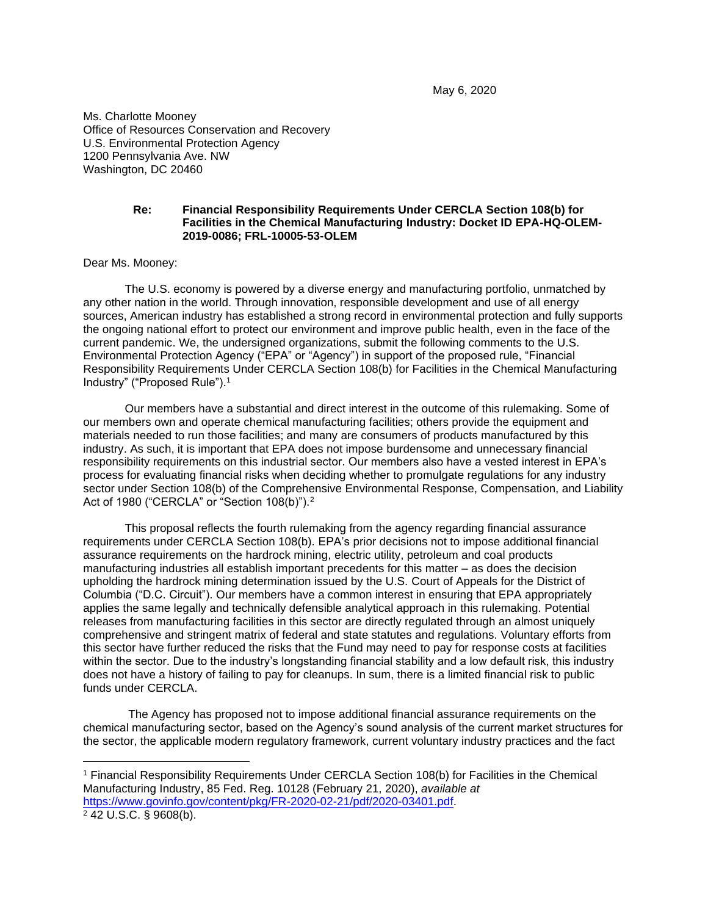May 6, 2020

Ms. Charlotte Mooney
Office of Resources Conservation and Recovery
U.S. Environmental Protection Agency
1200 Pennsylvania Ave. NW
Washington, DC 20460

**Re: Financial Responsibility Requirements Under CERCLA Section 108(b) for Facilities in the Chemical Manufacturing Industry: Docket ID EPA-HQ-OLEM-2019-0086; FRL-10005-53-OLEM**

Dear Ms. Mooney:

The U.S. economy is powered by a diverse energy and manufacturing portfolio, unmatched by any other nation in the world. Through innovation, responsible development and use of all energy sources, American industry has established a strong record in environmental protection and fully supports the ongoing national effort to protect our environment and improve public health, even in the face of the current pandemic. We, the undersigned organizations, submit the following comments to the U.S. Environmental Protection Agency ("EPA" or "Agency") in support of the proposed rule, "Financial Responsibility Requirements Under CERCLA Section 108(b) for Facilities in the Chemical Manufacturing Industry" ("Proposed Rule").[1]

Our members have a substantial and direct interest in the outcome of this rulemaking. Some of our members own and operate chemical manufacturing facilities; others provide the equipment and materials needed to run those facilities; and many are consumers of products manufactured by this industry. As such, it is important that EPA does not impose burdensome and unnecessary financial responsibility requirements on this industrial sector. Our members also have a vested interest in EPA's process for evaluating financial risks when deciding whether to promulgate regulations for any industry sector under Section 108(b) of the Comprehensive Environmental Response, Compensation, and Liability Act of 1980 ("CERCLA" or "Section 108(b)").[2]

This proposal reflects the fourth rulemaking from the agency regarding financial assurance requirements under CERCLA Section 108(b). EPA's prior decisions not to impose additional financial assurance requirements on the hardrock mining, electric utility, petroleum and coal products manufacturing industries all establish important precedents for this matter – as does the decision upholding the hardrock mining determination issued by the U.S. Court of Appeals for the District of Columbia ("D.C. Circuit"). Our members have a common interest in ensuring that EPA appropriately applies the same legally and technically defensible analytical approach in this rulemaking. Potential releases from manufacturing facilities in this sector are directly regulated through an almost uniquely comprehensive and stringent matrix of federal and state statutes and regulations. Voluntary efforts from this sector have further reduced the risks that the Fund may need to pay for response costs at facilities within the sector. Due to the industry's longstanding financial stability and a low default risk, this industry does not have a history of failing to pay for cleanups. In sum, there is a limited financial risk to public funds under CERCLA.

The Agency has proposed not to impose additional financial assurance requirements on the chemical manufacturing sector, based on the Agency's sound analysis of the current market structures for the sector, the applicable modern regulatory framework, current voluntary industry practices and the fact

---

[1] Financial Responsibility Requirements Under CERCLA Section 108(b) for Facilities in the Chemical Manufacturing Industry, 85 Fed. Reg. 10128 (February 21, 2020), *available at* https://www.govinfo.gov/content/pkg/FR-2020-02-21/pdf/2020-03401.pdf.

[2] 42 U.S.C. § 9608(b).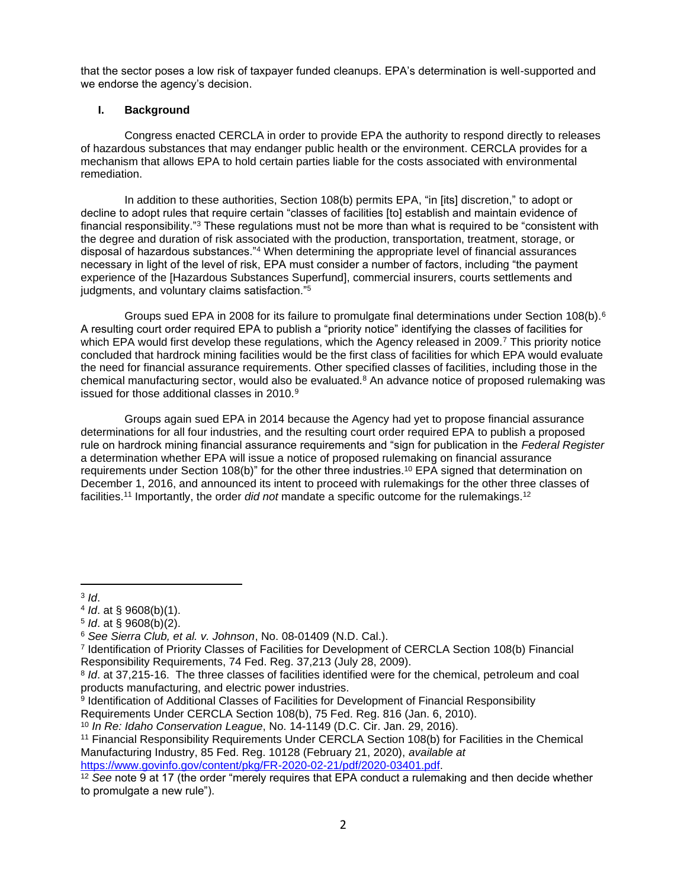that the sector poses a low risk of taxpayer funded cleanups. EPA's determination is well-supported and we endorse the agency's decision.

## I. Background

Congress enacted CERCLA in order to provide EPA the authority to respond directly to releases of hazardous substances that may endanger public health or the environment. CERCLA provides for a mechanism that allows EPA to hold certain parties liable for the costs associated with environmental remediation.

In addition to these authorities, Section 108(b) permits EPA, "in [its] discretion," to adopt or decline to adopt rules that require certain "classes of facilities [to] establish and maintain evidence of financial responsibility."[3] These regulations must not be more than what is required to be "consistent with the degree and duration of risk associated with the production, transportation, treatment, storage, or disposal of hazardous substances."[4] When determining the appropriate level of financial assurances necessary in light of the level of risk, EPA must consider a number of factors, including "the payment experience of the [Hazardous Substances Superfund], commercial insurers, courts settlements and judgments, and voluntary claims satisfaction."[5]

Groups sued EPA in 2008 for its failure to promulgate final determinations under Section 108(b).[6] A resulting court order required EPA to publish a "priority notice" identifying the classes of facilities for which EPA would first develop these regulations, which the Agency released in 2009.[7] This priority notice concluded that hardrock mining facilities would be the first class of facilities for which EPA would evaluate the need for financial assurance requirements. Other specified classes of facilities, including those in the chemical manufacturing sector, would also be evaluated.[8] An advance notice of proposed rulemaking was issued for those additional classes in 2010.[9]

Groups again sued EPA in 2014 because the Agency had yet to propose financial assurance determinations for all four industries, and the resulting court order required EPA to publish a proposed rule on hardrock mining financial assurance requirements and "sign for publication in the *Federal Register* a determination whether EPA will issue a notice of proposed rulemaking on financial assurance requirements under Section 108(b)" for the other three industries.[10] EPA signed that determination on December 1, 2016, and announced its intent to proceed with rulemakings for the other three classes of facilities.[11] Importantly, the order *did not* mandate a specific outcome for the rulemakings.[12]

---

[3] *Id*.

[4] *Id*. at § 9608(b)(1).

[5] *Id*. at § 9608(b)(2).

[6] *See Sierra Club, et al. v. Johnson*, No. 08-01409 (N.D. Cal.).

[7] Identification of Priority Classes of Facilities for Development of CERCLA Section 108(b) Financial Responsibility Requirements, 74 Fed. Reg. 37,213 (July 28, 2009).

[8] *Id*. at 37,215-16. The three classes of facilities identified were for the chemical, petroleum and coal products manufacturing, and electric power industries.

[9] Identification of Additional Classes of Facilities for Development of Financial Responsibility Requirements Under CERCLA Section 108(b), 75 Fed. Reg. 816 (Jan. 6, 2010).

[10] *In Re: Idaho Conservation League*, No. 14-1149 (D.C. Cir. Jan. 29, 2016).

[11] Financial Responsibility Requirements Under CERCLA Section 108(b) for Facilities in the Chemical Manufacturing Industry, 85 Fed. Reg. 10128 (February 21, 2020), *available at* https://www.govinfo.gov/content/pkg/FR-2020-02-21/pdf/2020-03401.pdf.

[12] *See* note 9 at 17 (the order "merely requires that EPA conduct a rulemaking and then decide whether to promulgate a new rule").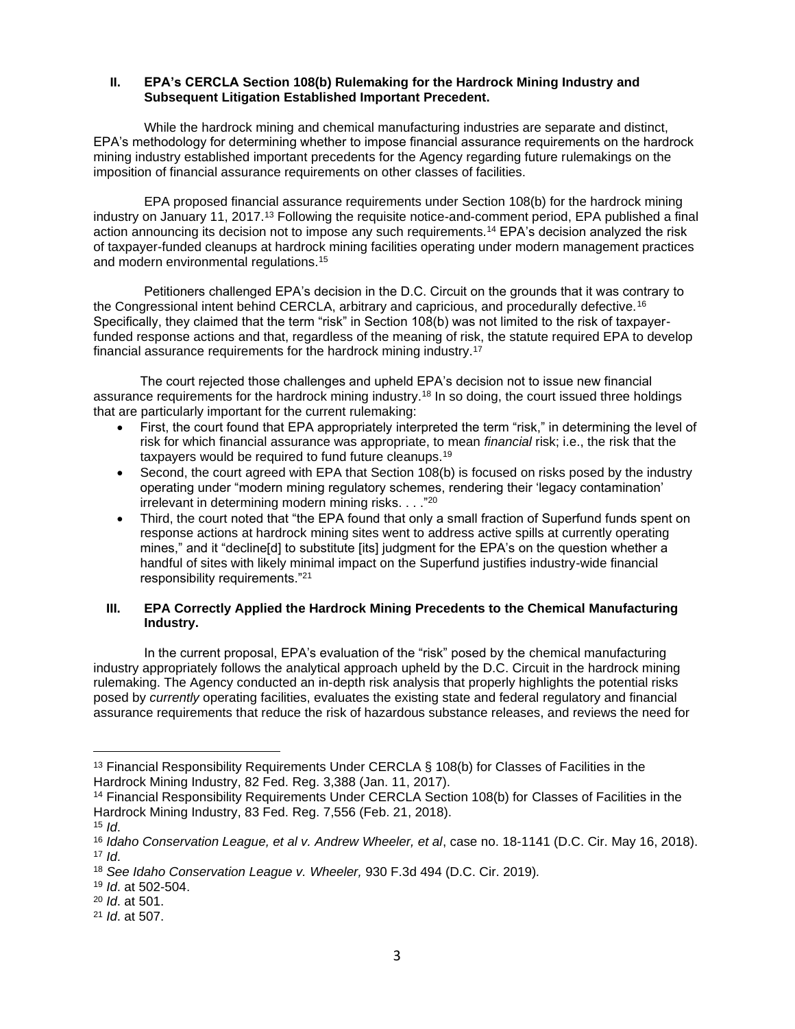## II. EPA's CERCLA Section 108(b) Rulemaking for the Hardrock Mining Industry and Subsequent Litigation Established Important Precedent.

While the hardrock mining and chemical manufacturing industries are separate and distinct, EPA's methodology for determining whether to impose financial assurance requirements on the hardrock mining industry established important precedents for the Agency regarding future rulemakings on the imposition of financial assurance requirements on other classes of facilities.

EPA proposed financial assurance requirements under Section 108(b) for the hardrock mining industry on January 11, 2017.[13] Following the requisite notice-and-comment period, EPA published a final action announcing its decision not to impose any such requirements.[14] EPA's decision analyzed the risk of taxpayer-funded cleanups at hardrock mining facilities operating under modern management practices and modern environmental regulations.[15]

Petitioners challenged EPA's decision in the D.C. Circuit on the grounds that it was contrary to the Congressional intent behind CERCLA, arbitrary and capricious, and procedurally defective.[16] Specifically, they claimed that the term "risk" in Section 108(b) was not limited to the risk of taxpayer-funded response actions and that, regardless of the meaning of risk, the statute required EPA to develop financial assurance requirements for the hardrock mining industry.[17]

The court rejected those challenges and upheld EPA's decision not to issue new financial assurance requirements for the hardrock mining industry.[18] In so doing, the court issued three holdings that are particularly important for the current rulemaking:

- First, the court found that EPA appropriately interpreted the term "risk," in determining the level of risk for which financial assurance was appropriate, to mean *financial* risk; i.e., the risk that the taxpayers would be required to fund future cleanups.[19]
- Second, the court agreed with EPA that Section 108(b) is focused on risks posed by the industry operating under "modern mining regulatory schemes, rendering their 'legacy contamination' irrelevant in determining modern mining risks. . . ."[20]
- Third, the court noted that "the EPA found that only a small fraction of Superfund funds spent on response actions at hardrock mining sites went to address active spills at currently operating mines," and it "decline[d] to substitute [its] judgment for the EPA's on the question whether a handful of sites with likely minimal impact on the Superfund justifies industry-wide financial responsibility requirements."[21]

## III. EPA Correctly Applied the Hardrock Mining Precedents to the Chemical Manufacturing Industry.

In the current proposal, EPA's evaluation of the "risk" posed by the chemical manufacturing industry appropriately follows the analytical approach upheld by the D.C. Circuit in the hardrock mining rulemaking. The Agency conducted an in-depth risk analysis that properly highlights the potential risks posed by *currently* operating facilities, evaluates the existing state and federal regulatory and financial assurance requirements that reduce the risk of hazardous substance releases, and reviews the need for

---

[13] Financial Responsibility Requirements Under CERCLA § 108(b) for Classes of Facilities in the Hardrock Mining Industry, 82 Fed. Reg. 3,388 (Jan. 11, 2017).

[14] Financial Responsibility Requirements Under CERCLA Section 108(b) for Classes of Facilities in the Hardrock Mining Industry, 83 Fed. Reg. 7,556 (Feb. 21, 2018).

[15] *Id*.

[16] *Idaho Conservation League, et al v. Andrew Wheeler, et al*, case no. 18-1141 (D.C. Cir. May 16, 2018).

[17] *Id*.

[18] *See Idaho Conservation League v. Wheeler,* 930 F.3d 494 (D.C. Cir. 2019)*.*

[19] *Id*. at 502-504.

[20] *Id*. at 501.

[21] *Id*. at 507.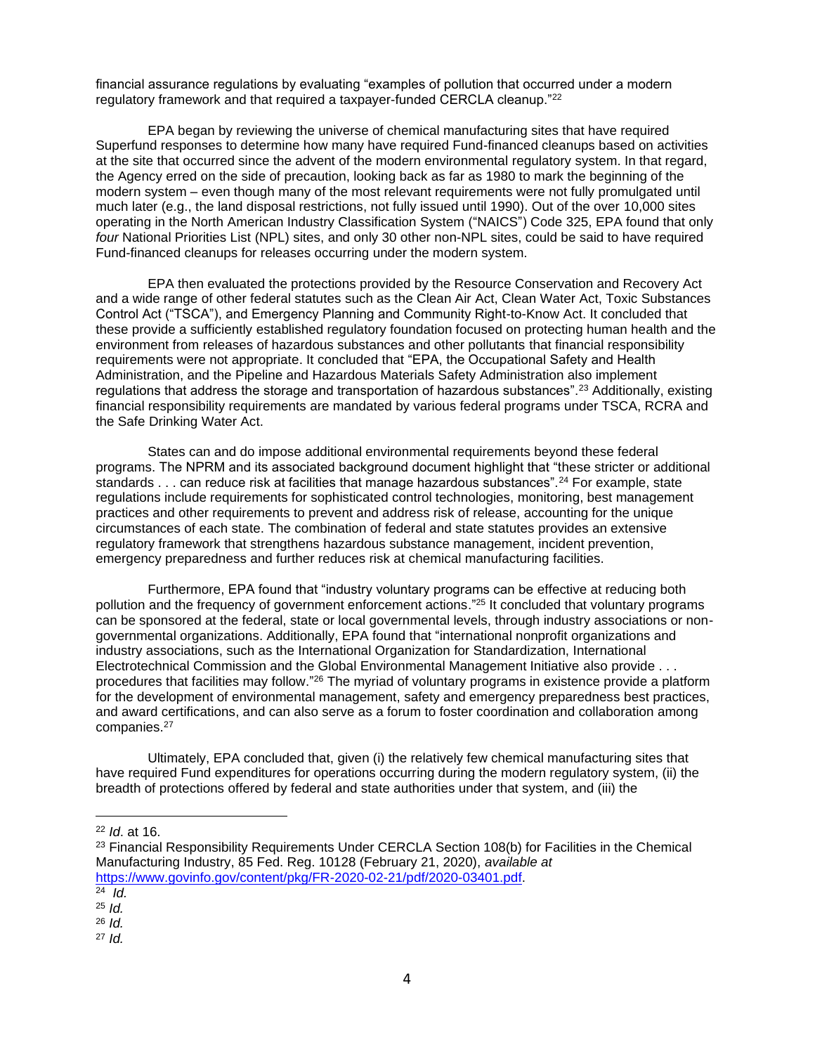financial assurance regulations by evaluating "examples of pollution that occurred under a modern regulatory framework and that required a taxpayer-funded CERCLA cleanup."[22]

EPA began by reviewing the universe of chemical manufacturing sites that have required Superfund responses to determine how many have required Fund-financed cleanups based on activities at the site that occurred since the advent of the modern environmental regulatory system. In that regard, the Agency erred on the side of precaution, looking back as far as 1980 to mark the beginning of the modern system – even though many of the most relevant requirements were not fully promulgated until much later (e.g., the land disposal restrictions, not fully issued until 1990). Out of the over 10,000 sites operating in the North American Industry Classification System ("NAICS") Code 325, EPA found that only *four* National Priorities List (NPL) sites, and only 30 other non-NPL sites, could be said to have required Fund-financed cleanups for releases occurring under the modern system.

EPA then evaluated the protections provided by the Resource Conservation and Recovery Act and a wide range of other federal statutes such as the Clean Air Act, Clean Water Act, Toxic Substances Control Act ("TSCA"), and Emergency Planning and Community Right-to-Know Act. It concluded that these provide a sufficiently established regulatory foundation focused on protecting human health and the environment from releases of hazardous substances and other pollutants that financial responsibility requirements were not appropriate. It concluded that "EPA, the Occupational Safety and Health Administration, and the Pipeline and Hazardous Materials Safety Administration also implement regulations that address the storage and transportation of hazardous substances".[23] Additionally, existing financial responsibility requirements are mandated by various federal programs under TSCA, RCRA and the Safe Drinking Water Act.

States can and do impose additional environmental requirements beyond these federal programs. The NPRM and its associated background document highlight that "these stricter or additional standards . . . can reduce risk at facilities that manage hazardous substances".[24] For example, state regulations include requirements for sophisticated control technologies, monitoring, best management practices and other requirements to prevent and address risk of release, accounting for the unique circumstances of each state. The combination of federal and state statutes provides an extensive regulatory framework that strengthens hazardous substance management, incident prevention, emergency preparedness and further reduces risk at chemical manufacturing facilities.

Furthermore, EPA found that "industry voluntary programs can be effective at reducing both pollution and the frequency of government enforcement actions."[25] It concluded that voluntary programs can be sponsored at the federal, state or local governmental levels, through industry associations or non-governmental organizations. Additionally, EPA found that "international nonprofit organizations and industry associations, such as the International Organization for Standardization, International Electrotechnical Commission and the Global Environmental Management Initiative also provide . . . procedures that facilities may follow."[26] The myriad of voluntary programs in existence provide a platform for the development of environmental management, safety and emergency preparedness best practices, and award certifications, and can also serve as a forum to foster coordination and collaboration among companies.[27]

Ultimately, EPA concluded that, given (i) the relatively few chemical manufacturing sites that have required Fund expenditures for operations occurring during the modern regulatory system, (ii) the breadth of protections offered by federal and state authorities under that system, and (iii) the

---

[22] *Id*. at 16.

[23] Financial Responsibility Requirements Under CERCLA Section 108(b) for Facilities in the Chemical Manufacturing Industry, 85 Fed. Reg. 10128 (February 21, 2020), *available at* https://www.govinfo.gov/content/pkg/FR-2020-02-21/pdf/2020-03401.pdf.

[24] *Id.*

[25] *Id.*

[26] *Id.*

[27] *Id.*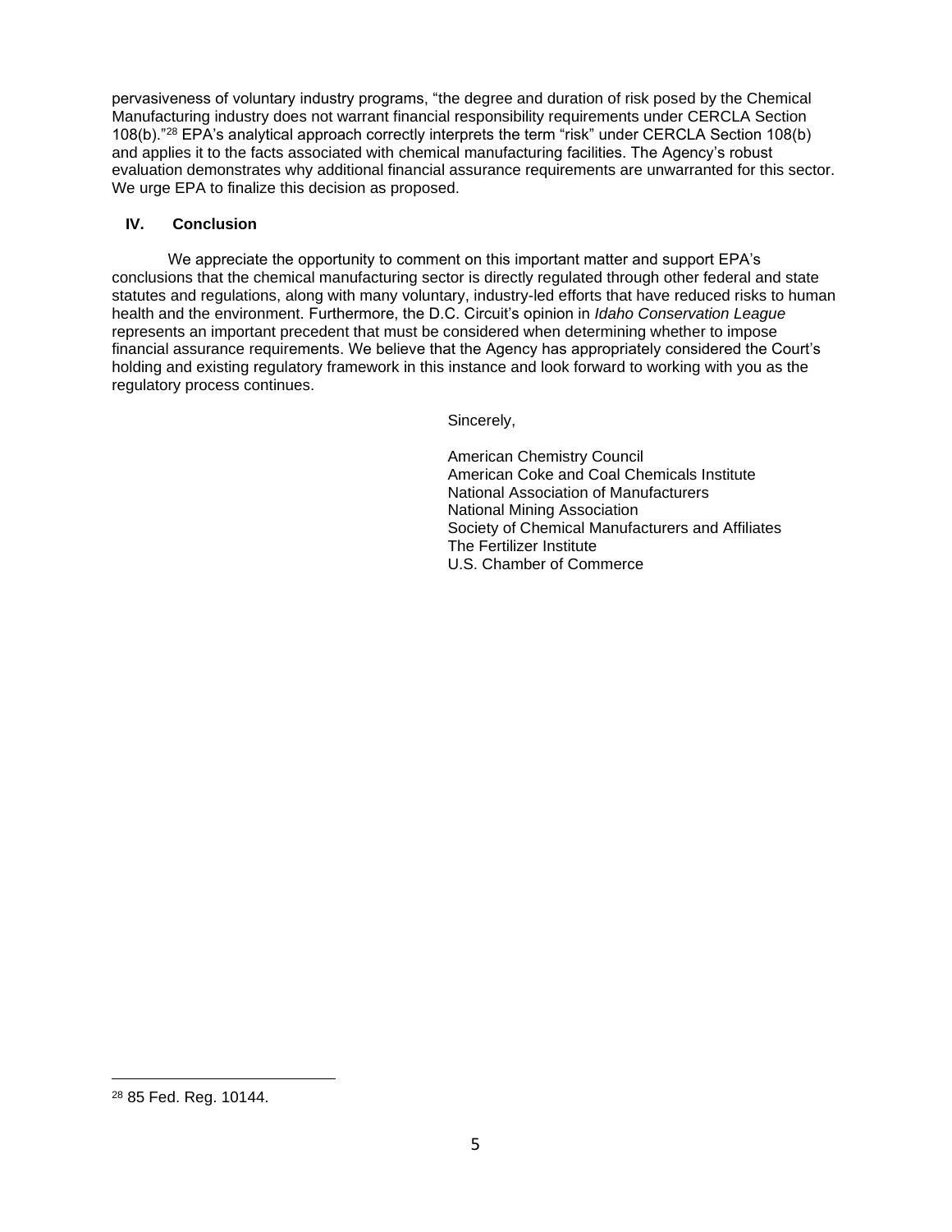pervasiveness of voluntary industry programs, "the degree and duration of risk posed by the Chemical Manufacturing industry does not warrant financial responsibility requirements under CERCLA Section 108(b)."[28] EPA's analytical approach correctly interprets the term "risk" under CERCLA Section 108(b) and applies it to the facts associated with chemical manufacturing facilities. The Agency's robust evaluation demonstrates why additional financial assurance requirements are unwarranted for this sector. We urge EPA to finalize this decision as proposed.

## IV. Conclusion

We appreciate the opportunity to comment on this important matter and support EPA's conclusions that the chemical manufacturing sector is directly regulated through other federal and state statutes and regulations, along with many voluntary, industry-led efforts that have reduced risks to human health and the environment. Furthermore, the D.C. Circuit's opinion in *Idaho Conservation League* represents an important precedent that must be considered when determining whether to impose financial assurance requirements. We believe that the Agency has appropriately considered the Court's holding and existing regulatory framework in this instance and look forward to working with you as the regulatory process continues.

Sincerely,

American Chemistry Council
American Coke and Coal Chemicals Institute
National Association of Manufacturers
National Mining Association
Society of Chemical Manufacturers and Affiliates
The Fertilizer Institute
U.S. Chamber of Commerce

---

[28] 85 Fed. Reg. 10144.